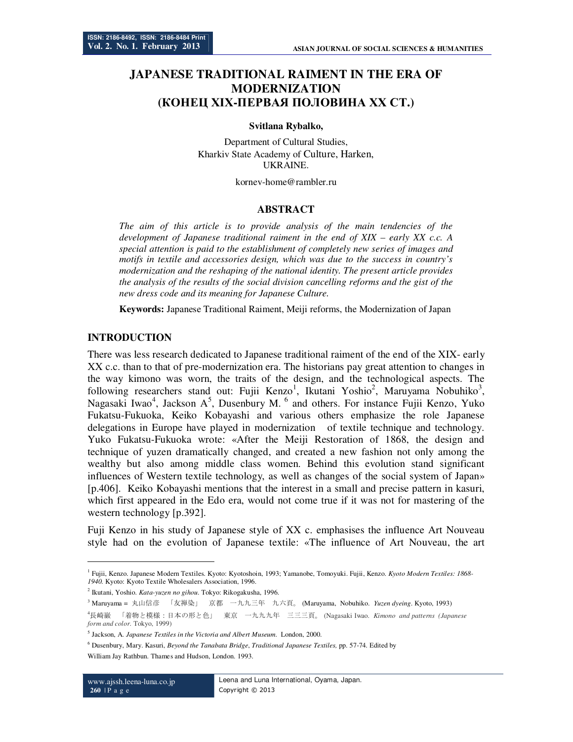# JAPANESE TRADITIONAL RAIMENT IN THE ERA OF MODERNIZATION (КОНЕЦ XIX-ПЕРВАЯ ПОЛОВИНА XX СТ.)

**Svitlana Rybalko,**

Department of Cultural Studies,
Kharkiv State Academy of Culture, Harken,
UKRAINE.

kornev-home@rambler.ru

## ABSTRACT

*The aim of this article is to provide analysis of the main tendencies of the development of Japanese traditional raiment in the end of XIX – early XX c.c. A special attention is paid to the establishment of completely new series of images and motifs in textile and accessories design, which was due to the success in country's modernization and the reshaping of the national identity. The present article provides the analysis of the results of the social division cancelling reforms and the gist of the new dress code and its meaning for Japanese Culture.*

**Keywords:** Japanese Traditional Raiment, Meiji reforms, the Modernization of Japan

## INTRODUCTION

There was less research dedicated to Japanese traditional raiment of the end of the XIX- early XX c.c. than to that of pre-modernization era. The historians pay great attention to changes in the way kimono was worn, the traits of the design, and the technological aspects. The following researchers stand out: Fujii Kenzo[1], Ikutani Yoshio[2], Maruyama Nobuhiko[3], Nagasaki Iwao[4], Jackson A[5], Dusenbury M. [6] and others. For instance Fujii Kenzo, Yuko Fukatsu-Fukuoka, Keiko Kobayashi and various others emphasize the role Japanese delegations in Europe have played in modernization of textile technique and technology. Yuko Fukatsu-Fukuoka wrote: «After the Meiji Restoration of 1868, the design and technique of yuzen dramatically changed, and created a new fashion not only among the wealthy but also among middle class women. Behind this evolution stand significant influences of Western textile technology, as well as changes of the social system of Japan» [p.406]. Keiko Kobayashi mentions that the interest in a small and precise pattern in kasuri, which first appeared in the Edo era, would not come true if it was not for mastering of the western technology [p.392].

Fuji Kenzo in his study of Japanese style of XX c. emphasises the influence Art Nouveau style had on the evolution of Japanese textile: «The influence of Art Nouveau, the art

---

[1] Fujii, Kenzo. Japanese Modern Textiles. Kyoto: Kyotoshoin, 1993; Yamanobe, Tomoyuki. Fujii, Kenzo. *Kyoto Modern Textiles: 1868-1940.* Kyoto: Kyoto Textile Wholesalers Association, 1996.

[2] Ikutani, Yoshio. *Kata-yuzen no gihou*. Tokyo: Rikogakusha, 1996.

[3] Maruyama = 丸山信彦 「友禅染」 京都 一九九三年 九六頁。 (Maruyama, Nobuhiko. *Yuzen dyeing*. Kyoto, 1993)

[4] 長崎巌 「着物と模様：日本の形と色」 東京 一九九九年 三三三頁。 (Nagasaki Iwao. *Kimono and patterns (Japanese form and color.* Tokyo, 1999)

[5] Jackson, A. *Japanese Textiles in the Victoria and Albert Museum*. London, 2000.

[6] Dusenbury, Mary. Kasuri, *Beyond the Tanabata Bridge*, *Traditional Japanese Textiles,* pp. 57-74. Edited by William Jay Rathbun. Thames and Hudson, London. 1993.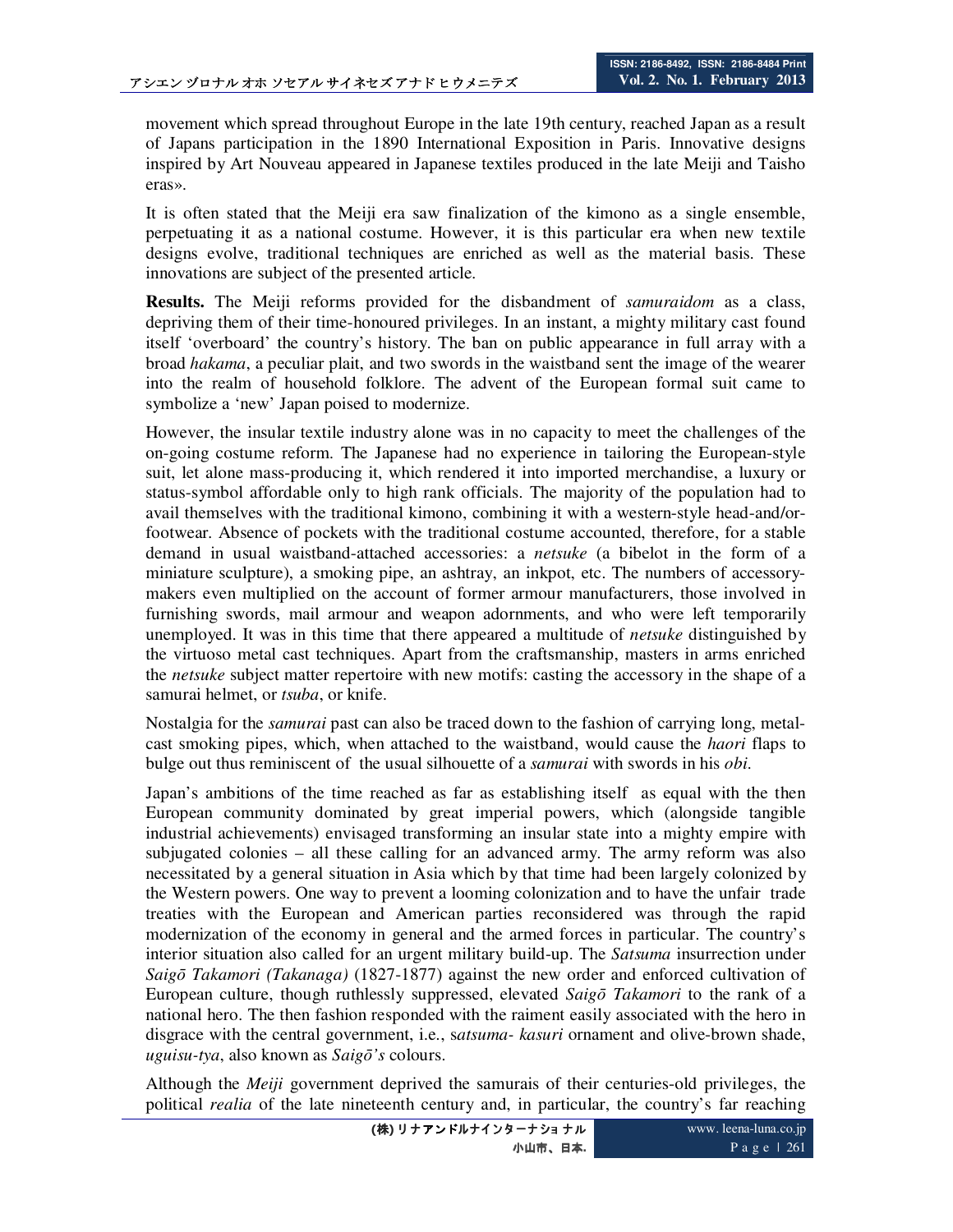movement which spread throughout Europe in the late 19th century, reached Japan as a result of Japans participation in the 1890 International Exposition in Paris. Innovative designs inspired by Art Nouveau appeared in Japanese textiles produced in the late Meiji and Taisho eras».

It is often stated that the Meiji era saw finalization of the kimono as a single ensemble, perpetuating it as a national costume. However, it is this particular era when new textile designs evolve, traditional techniques are enriched as well as the material basis. These innovations are subject of the presented article.

**Results.** The Meiji reforms provided for the disbandment of *samuraidom* as a class, depriving them of their time-honoured privileges. In an instant, a mighty military cast found itself 'overboard' the country's history. The ban on public appearance in full array with a broad *hakama*, a peculiar plait, and two swords in the waistband sent the image of the wearer into the realm of household folklore. The advent of the European formal suit came to symbolize a 'new' Japan poised to modernize.

However, the insular textile industry alone was in no capacity to meet the challenges of the on-going costume reform. The Japanese had no experience in tailoring the European-style suit, let alone mass-producing it, which rendered it into imported merchandise, a luxury or status-symbol affordable only to high rank officials. The majority of the population had to avail themselves with the traditional kimono, combining it with a western-style head-and/or-footwear. Absence of pockets with the traditional costume accounted, therefore, for a stable demand in usual waistband-attached accessories: a *netsuke* (a bibelot in the form of a miniature sculpture), a smoking pipe, an ashtray, an inkpot, etc. The numbers of accessory-makers even multiplied on the account of former armour manufacturers, those involved in furnishing swords, mail armour and weapon adornments, and who were left temporarily unemployed. It was in this time that there appeared a multitude of *netsuke* distinguished by the virtuoso metal cast techniques. Apart from the craftsmanship, masters in arms enriched the *netsuke* subject matter repertoire with new motifs: casting the accessory in the shape of a samurai helmet, or *tsuba*, or knife.

Nostalgia for the *samurai* past can also be traced down to the fashion of carrying long, metal-cast smoking pipes, which, when attached to the waistband, would cause the *haori* flaps to bulge out thus reminiscent of the usual silhouette of a *samurai* with swords in his *obi*.

Japan's ambitions of the time reached as far as establishing itself as equal with the then European community dominated by great imperial powers, which (alongside tangible industrial achievements) envisaged transforming an insular state into a mighty empire with subjugated colonies – all these calling for an advanced army. The army reform was also necessitated by a general situation in Asia which by that time had been largely colonized by the Western powers. One way to prevent a looming colonization and to have the unfair trade treaties with the European and American parties reconsidered was through the rapid modernization of the economy in general and the armed forces in particular. The country's interior situation also called for an urgent military build-up. The *Satsuma* insurrection under *Saigō Takamori (Takanaga)* (1827-1877) against the new order and enforced cultivation of European culture, though ruthlessly suppressed, elevated *Saigō Takamori* to the rank of a national hero. The then fashion responded with the raiment easily associated with the hero in disgrace with the central government, i.e., s*atsuma- kasuri* ornament and olive-brown shade, *uguisu-tya*, also known as *Saigō's* colours.

Although the *Meiji* government deprived the samurais of their centuries-old privileges, the political *realia* of the late nineteenth century and, in particular, the country's far reaching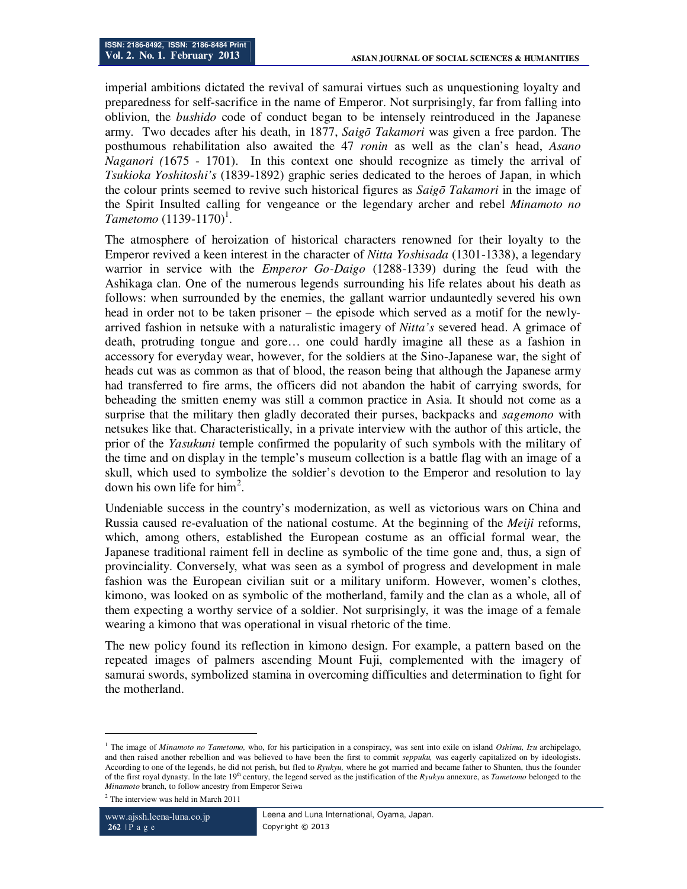imperial ambitions dictated the revival of samurai virtues such as unquestioning loyalty and preparedness for self-sacrifice in the name of Emperor. Not surprisingly, far from falling into oblivion, the *bushido* code of conduct began to be intensely reintroduced in the Japanese army. Two decades after his death, in 1877, *Saigō Takamori* was given a free pardon. The posthumous rehabilitation also awaited the 47 *ronin* as well as the clan's head, *Asano Naganori (*1675 - 1701). In this context one should recognize as timely the arrival of *Tsukioka Yoshitoshi's* (1839-1892) graphic series dedicated to the heroes of Japan, in which the colour prints seemed to revive such historical figures as *Saigō Takamori* in the image of the Spirit Insulted calling for vengeance or the legendary archer and rebel *Minamoto no Tametomo* (1139-1170)[1].

The atmosphere of heroization of historical characters renowned for their loyalty to the Emperor revived a keen interest in the character of *Nitta Yoshisada* (1301-1338), a legendary warrior in service with the *Emperor Go-Daigo* (1288-1339) during the feud with the Ashikaga clan. One of the numerous legends surrounding his life relates about his death as follows: when surrounded by the enemies, the gallant warrior undauntedly severed his own head in order not to be taken prisoner – the episode which served as a motif for the newly-arrived fashion in netsuke with a naturalistic imagery of *Nitta's* severed head. A grimace of death, protruding tongue and gore… one could hardly imagine all these as a fashion in accessory for everyday wear, however, for the soldiers at the Sino-Japanese war, the sight of heads cut was as common as that of blood, the reason being that although the Japanese army had transferred to fire arms, the officers did not abandon the habit of carrying swords, for beheading the smitten enemy was still a common practice in Asia. It should not come as a surprise that the military then gladly decorated their purses, backpacks and *sagemono* with netsukes like that. Characteristically, in a private interview with the author of this article, the prior of the *Yasukuni* temple confirmed the popularity of such symbols with the military of the time and on display in the temple's museum collection is a battle flag with an image of a skull, which used to symbolize the soldier's devotion to the Emperor and resolution to lay down his own life for him[2].

Undeniable success in the country's modernization, as well as victorious wars on China and Russia caused re-evaluation of the national costume. At the beginning of the *Meiji* reforms, which, among others, established the European costume as an official formal wear, the Japanese traditional raiment fell in decline as symbolic of the time gone and, thus, a sign of provinciality. Conversely, what was seen as a symbol of progress and development in male fashion was the European civilian suit or a military uniform. However, women's clothes, kimono, was looked on as symbolic of the motherland, family and the clan as a whole, all of them expecting a worthy service of a soldier. Not surprisingly, it was the image of a female wearing a kimono that was operational in visual rhetoric of the time.

The new policy found its reflection in kimono design. For example, a pattern based on the repeated images of palmers ascending Mount Fuji, complemented with the imagery of samurai swords, symbolized stamina in overcoming difficulties and determination to fight for the motherland.

---

[1] The image of *Minamoto no Tametomo,* who, for his participation in a conspiracy, was sent into exile on island *Oshima, Izu* archipelago, and then raised another rebellion and was believed to have been the first to commit *seppuku,* was eagerly capitalized on by ideologists. According to one of the legends, he did not perish, but fled to *Ryukyu,* where he got married and became father to Shunten, thus the founder of the first royal dynasty. In the late 19th century, the legend served as the justification of the *Ryukyu* annexure, as *Tametomo* belonged to the *Minamoto* branch, to follow ancestry from Emperor Seiwa

[2] The interview was held in March 2011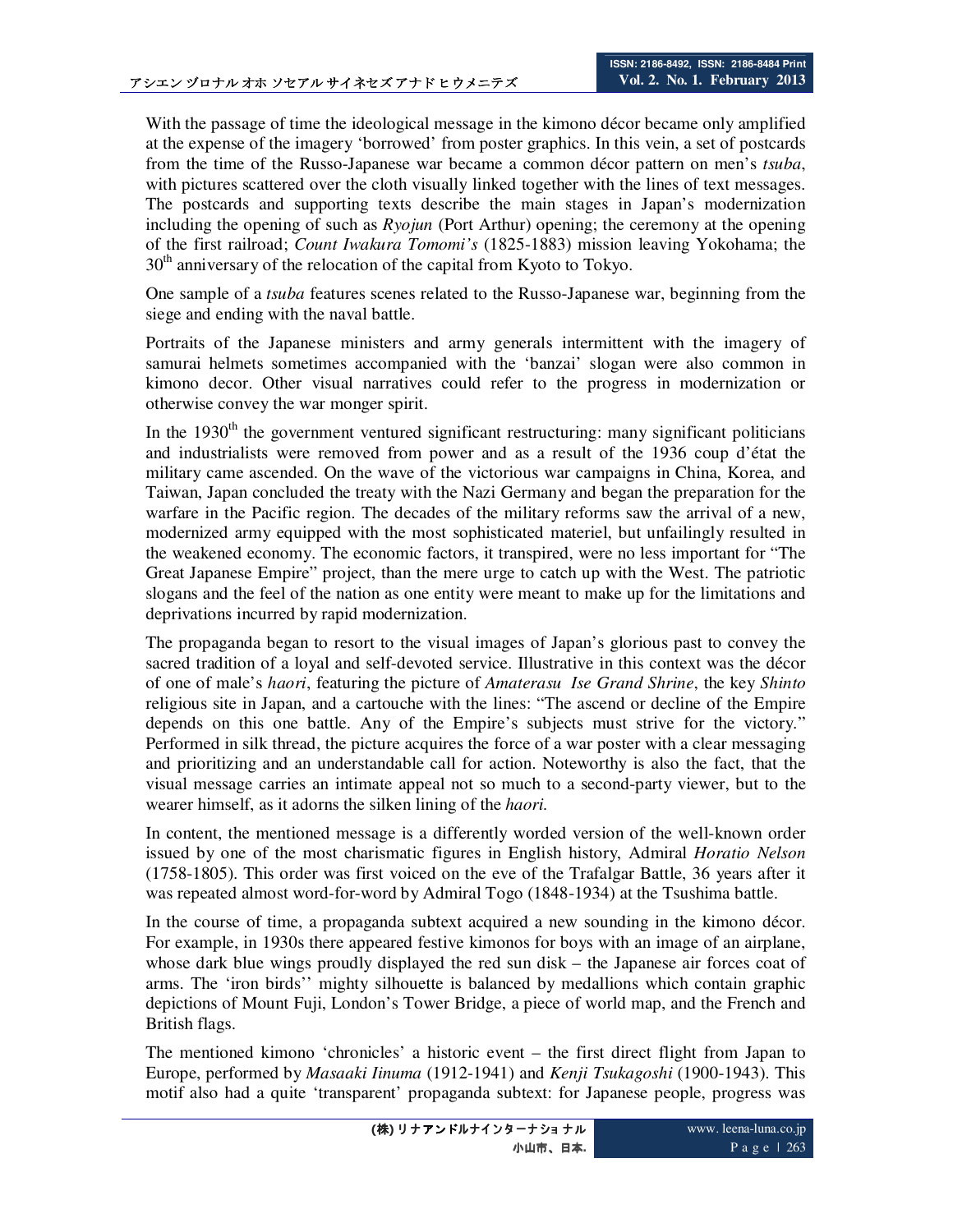With the passage of time the ideological message in the kimono décor became only amplified at the expense of the imagery 'borrowed' from poster graphics. In this vein, a set of postcards from the time of the Russo-Japanese war became a common décor pattern on men's *tsuba*, with pictures scattered over the cloth visually linked together with the lines of text messages. The postcards and supporting texts describe the main stages in Japan's modernization including the opening of such as *Ryojun* (Port Arthur) opening; the ceremony at the opening of the first railroad; *Count Iwakura Tomomi's* (1825-1883) mission leaving Yokohama; the 30th anniversary of the relocation of the capital from Kyoto to Tokyo.

One sample of a *tsuba* features scenes related to the Russo-Japanese war, beginning from the siege and ending with the naval battle.

Portraits of the Japanese ministers and army generals intermittent with the imagery of samurai helmets sometimes accompanied with the 'banzai' slogan were also common in kimono decor. Other visual narratives could refer to the progress in modernization or otherwise convey the war monger spirit.

In the 1930th the government ventured significant restructuring: many significant politicians and industrialists were removed from power and as a result of the 1936 coup d'état the military came ascended. On the wave of the victorious war campaigns in China, Korea, and Taiwan, Japan concluded the treaty with the Nazi Germany and began the preparation for the warfare in the Pacific region. The decades of the military reforms saw the arrival of a new, modernized army equipped with the most sophisticated materiel, but unfailingly resulted in the weakened economy. The economic factors, it transpired, were no less important for "The Great Japanese Empire" project, than the mere urge to catch up with the West. The patriotic slogans and the feel of the nation as one entity were meant to make up for the limitations and deprivations incurred by rapid modernization.

The propaganda began to resort to the visual images of Japan's glorious past to convey the sacred tradition of a loyal and self-devoted service. Illustrative in this context was the décor of one of male's *haori*, featuring the picture of *Amaterasu Ise Grand Shrine*, the key *Shinto* religious site in Japan, and a cartouche with the lines: "The ascend or decline of the Empire depends on this one battle. Any of the Empire's subjects must strive for the victory." Performed in silk thread, the picture acquires the force of a war poster with a clear messaging and prioritizing and an understandable call for action. Noteworthy is also the fact, that the visual message carries an intimate appeal not so much to a second-party viewer, but to the wearer himself, as it adorns the silken lining of the *haori.*

In content, the mentioned message is a differently worded version of the well-known order issued by one of the most charismatic figures in English history, Admiral *Horatio Nelson* (1758-1805). This order was first voiced on the eve of the Trafalgar Battle, 36 years after it was repeated almost word-for-word by Admiral Togo (1848-1934) at the Tsushima battle.

In the course of time, a propaganda subtext acquired a new sounding in the kimono décor. For example, in 1930s there appeared festive kimonos for boys with an image of an airplane, whose dark blue wings proudly displayed the red sun disk – the Japanese air forces coat of arms. The 'iron birds'' mighty silhouette is balanced by medallions which contain graphic depictions of Mount Fuji, London's Tower Bridge, a piece of world map, and the French and British flags.

The mentioned kimono 'chronicles' a historic event – the first direct flight from Japan to Europe, performed by *Masaaki Iinuma* (1912-1941) and *Kenji Tsukagoshi* (1900-1943). This motif also had a quite 'transparent' propaganda subtext: for Japanese people, progress was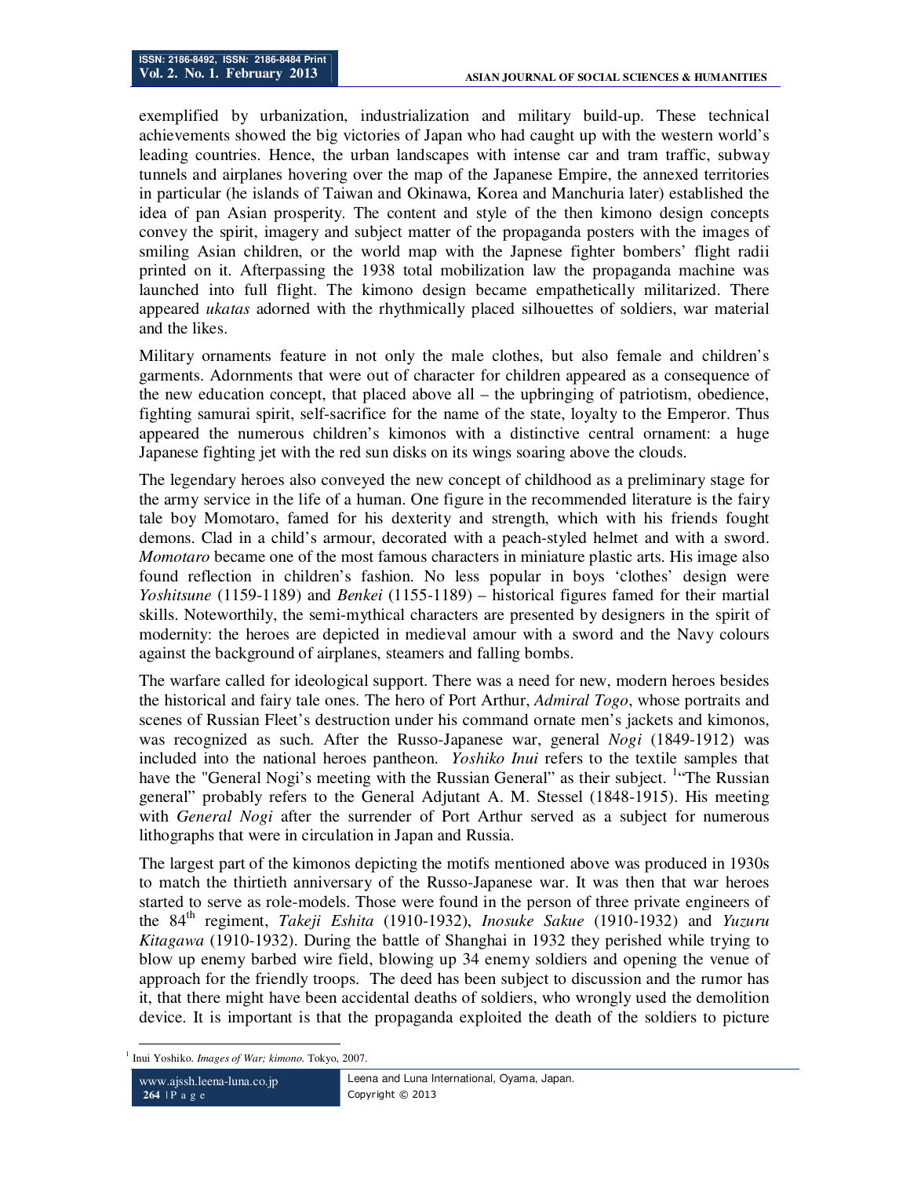exemplified by urbanization, industrialization and military build-up. These technical achievements showed the big victories of Japan who had caught up with the western world's leading countries. Hence, the urban landscapes with intense car and tram traffic, subway tunnels and airplanes hovering over the map of the Japanese Empire, the annexed territories in particular (he islands of Taiwan and Okinawa, Korea and Manchuria later) established the idea of pan Asian prosperity. The content and style of the then kimono design concepts convey the spirit, imagery and subject matter of the propaganda posters with the images of smiling Asian children, or the world map with the Japnese fighter bombers' flight radii printed on it. Afterpassing the 1938 total mobilization law the propaganda machine was launched into full flight. The kimono design became empathetically militarized. There appeared *ukatas* adorned with the rhythmically placed silhouettes of soldiers, war material and the likes.

Military ornaments feature in not only the male clothes, but also female and children's garments. Adornments that were out of character for children appeared as a consequence of the new education concept, that placed above all – the upbringing of patriotism, obedience, fighting samurai spirit, self-sacrifice for the name of the state, loyalty to the Emperor. Thus appeared the numerous children's kimonos with a distinctive central ornament: a huge Japanese fighting jet with the red sun disks on its wings soaring above the clouds.

The legendary heroes also conveyed the new concept of childhood as a preliminary stage for the army service in the life of a human. One figure in the recommended literature is the fairy tale boy Momotaro, famed for his dexterity and strength, which with his friends fought demons. Clad in a child's armour, decorated with a peach-styled helmet and with a sword. *Momotaro* became one of the most famous characters in miniature plastic arts. His image also found reflection in children's fashion. No less popular in boys 'clothes' design were *Yoshitsune* (1159-1189) and *Benkei* (1155-1189) – historical figures famed for their martial skills. Noteworthily, the semi-mythical characters are presented by designers in the spirit of modernity: the heroes are depicted in medieval amour with a sword and the Navy colours against the background of airplanes, steamers and falling bombs.

The warfare called for ideological support. There was a need for new, modern heroes besides the historical and fairy tale ones. The hero of Port Arthur, *Admiral Togo*, whose portraits and scenes of Russian Fleet's destruction under his command ornate men's jackets and kimonos, was recognized as such. After the Russo-Japanese war, general *Nogi* (1849-1912) was included into the national heroes pantheon. *Yoshiko Inui* refers to the textile samples that have the "General Nogi's meeting with the Russian General" as their subject. [1]"The Russian general" probably refers to the General Adjutant A. M. Stessel (1848-1915). His meeting with *General Nogi* after the surrender of Port Arthur served as a subject for numerous lithographs that were in circulation in Japan and Russia.

The largest part of the kimonos depicting the motifs mentioned above was produced in 1930s to match the thirtieth anniversary of the Russo-Japanese war. It was then that war heroes started to serve as role-models. Those were found in the person of three private engineers of the 84th regiment, *Takeji Eshita* (1910-1932), *Inosuke Sakue* (1910-1932) and *Yuzuru Kitagawa* (1910-1932). During the battle of Shanghai in 1932 they perished while trying to blow up enemy barbed wire field, blowing up 34 enemy soldiers and opening the venue of approach for the friendly troops. The deed has been subject to discussion and the rumor has it, that there might have been accidental deaths of soldiers, who wrongly used the demolition device. It is important is that the propaganda exploited the death of the soldiers to picture

[1] Inui Yoshiko. *Images of War; kimono*. Tokyo, 2007.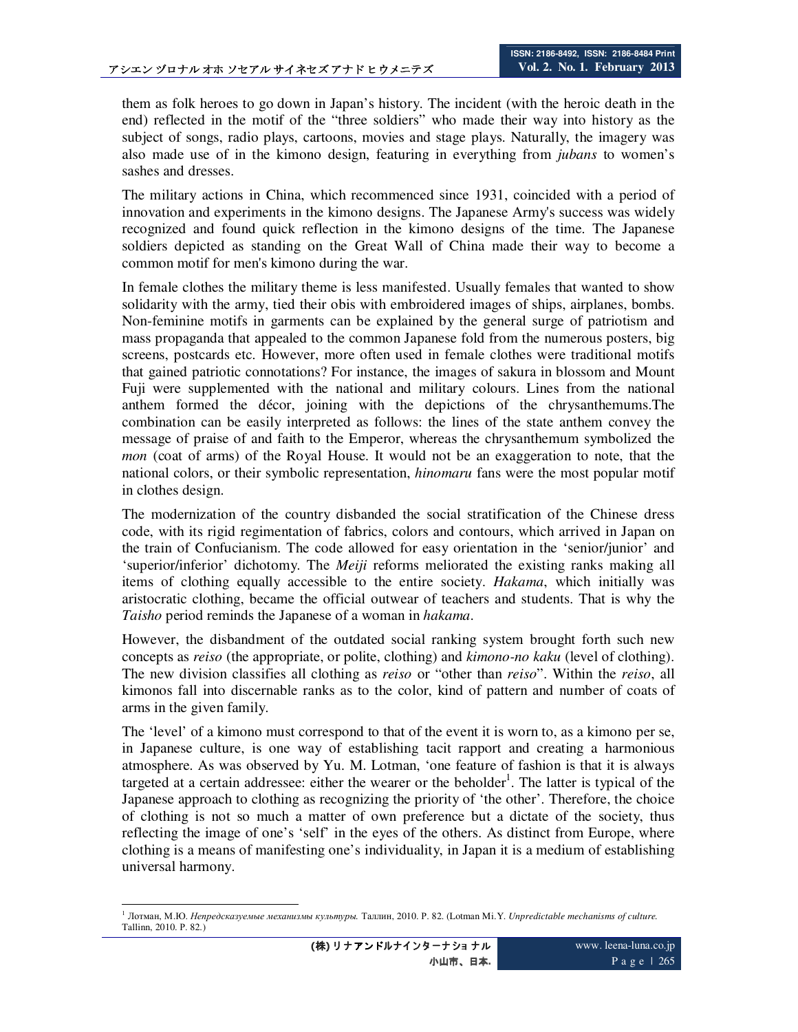them as folk heroes to go down in Japan's history. The incident (with the heroic death in the end) reflected in the motif of the "three soldiers" who made their way into history as the subject of songs, radio plays, cartoons, movies and stage plays. Naturally, the imagery was also made use of in the kimono design, featuring in everything from *jubans* to women's sashes and dresses.

The military actions in China, which recommenced since 1931, coincided with a period of innovation and experiments in the kimono designs. The Japanese Army's success was widely recognized and found quick reflection in the kimono designs of the time. The Japanese soldiers depicted as standing on the Great Wall of China made their way to become a common motif for men's kimono during the war.

In female clothes the military theme is less manifested. Usually females that wanted to show solidarity with the army, tied their obis with embroidered images of ships, airplanes, bombs. Non-feminine motifs in garments can be explained by the general surge of patriotism and mass propaganda that appealed to the common Japanese fold from the numerous posters, big screens, postcards etc. However, more often used in female clothes were traditional motifs that gained patriotic connotations? For instance, the images of sakura in blossom and Mount Fuji were supplemented with the national and military colours. Lines from the national anthem formed the décor, joining with the depictions of the chrysanthemums.The combination can be easily interpreted as follows: the lines of the state anthem convey the message of praise of and faith to the Emperor, whereas the chrysanthemum symbolized the *mon* (coat of arms) of the Royal House. It would not be an exaggeration to note, that the national colors, or their symbolic representation, *hinomaru* fans were the most popular motif in clothes design.

The modernization of the country disbanded the social stratification of the Chinese dress code, with its rigid regimentation of fabrics, colors and contours, which arrived in Japan on the train of Confucianism. The code allowed for easy orientation in the 'senior/junior' and 'superior/inferior' dichotomy. The *Meiji* reforms meliorated the existing ranks making all items of clothing equally accessible to the entire society. *Hakama*, which initially was aristocratic clothing, became the official outwear of teachers and students. That is why the *Taisho* period reminds the Japanese of a woman in *hakama*.

However, the disbandment of the outdated social ranking system brought forth such new concepts as *reiso* (the appropriate, or polite, clothing) and *kimono-no kaku* (level of clothing). The new division classifies all clothing as *reiso* or "other than *reiso*". Within the *reiso*, all kimonos fall into discernable ranks as to the color, kind of pattern and number of coats of arms in the given family.

The 'level' of a kimono must correspond to that of the event it is worn to, as a kimono per se, in Japanese culture, is one way of establishing tacit rapport and creating a harmonious atmosphere. As was observed by Yu. M. Lotman, 'one feature of fashion is that it is always targeted at a certain addressee: either the wearer or the beholder[1]. The latter is typical of the Japanese approach to clothing as recognizing the priority of 'the other'. Therefore, the choice of clothing is not so much a matter of own preference but a dictate of the society, thus reflecting the image of one's 'self' in the eyes of the others. As distinct from Europe, where clothing is a means of manifesting one's individuality, in Japan it is a medium of establishing universal harmony.

---

[1] Лотман, М.Ю. *Непредсказуемые механизмы культуры.* Таллин, 2010. P. 82. (Lotman Mi.Y. *Unpredictable mechanisms of culture.* Tallinn, 2010. P. 82.)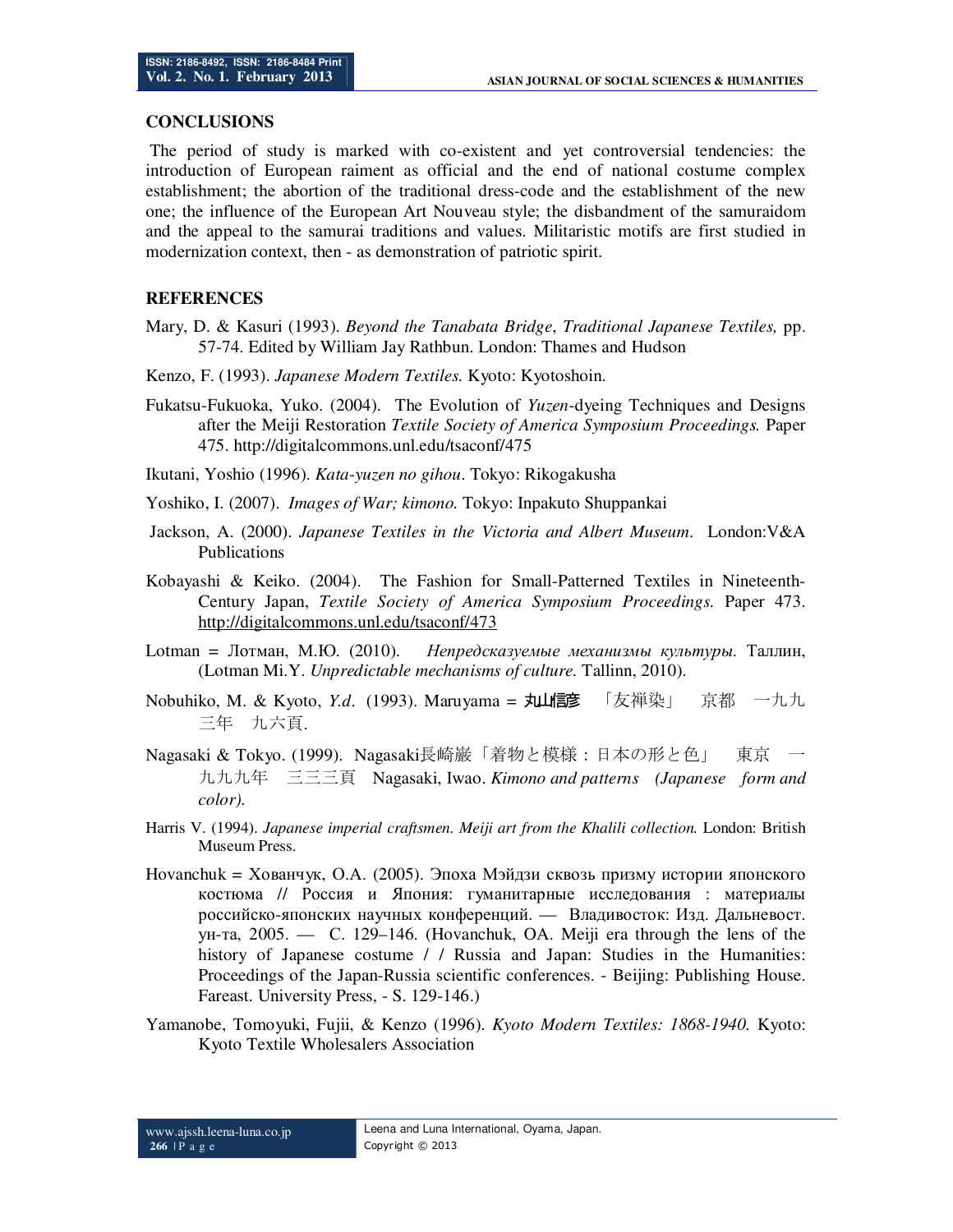## CONCLUSIONS

The period of study is marked with co-existent and yet controversial tendencies: the introduction of European raiment as official and the end of national costume complex establishment; the abortion of the traditional dress-code and the establishment of the new one; the influence of the European Art Nouveau style; the disbandment of the samuraidom and the appeal to the samurai traditions and values. Militaristic motifs are first studied in modernization context, then - as demonstration of patriotic spirit.

## REFERENCES

Mary, D. & Kasuri (1993). *Beyond the Tanabata Bridge*, *Traditional Japanese Textiles,* pp. 57-74. Edited by William Jay Rathbun. London: Thames and Hudson

Kenzo, F. (1993). *Japanese Modern Textiles.* Kyoto: Kyotoshoin.

Fukatsu-Fukuoka, Yuko. (2004). The Evolution of *Yuzen*-dyeing Techniques and Designs after the Meiji Restoration *Textile Society of America Symposium Proceedings.* Paper 475. http://digitalcommons.unl.edu/tsaconf/475

Ikutani, Yoshio (1996). *Kata-yuzen no gihou*. Tokyo: Rikogakusha

Yoshiko, I. (2007). *Images of War; kimono.* Tokyo: Inpakuto Shuppankai

Jackson, A. (2000). *Japanese Textiles in the Victoria and Albert Museum*. London:V&A Publications

Kobayashi & Keiko. (2004). The Fashion for Small-Patterned Textiles in Nineteenth-Century Japan, *Textile Society of America Symposium Proceedings.* Paper 473. http://digitalcommons.unl.edu/tsaconf/473

Lotman = Лотман, М.Ю. (2010). *Непредсказуемые механизмы культуры.* Таллин, (Lotman Mi.Y. *Unpredictable mechanisms of culture.* Tallinn, 2010).

Nobuhiko, M. & Kyoto, *Y.d*. (1993). Maruyama = **丸山信彦** 「友禅染」 京都 一九九三年 九六頁.

Nagasaki & Tokyo. (1999). Nagasaki長崎巌「着物と模様：日本の形と色」 東京 一九九九年 三三三頁 Nagasaki, Iwao. *Kimono and patterns (Japanese form and color).*

Harris V. (1994). *Japanese imperial craftsmen. Meiji art from the Khalili collection.* London: British Museum Press.

Hovanchuk = Хованчук, О.А. (2005). Эпоха Мэйдзи сквозь призму истории японского костюма // Россия и Япония: гуманитарные исследования : материалы российско-японских научных конференций. — Владивосток: Изд. Дальневост. ун-та, 2005. — С. 129–146. (Hovanchuk, OA. Meiji era through the lens of the history of Japanese costume / / Russia and Japan: Studies in the Humanities: Proceedings of the Japan-Russia scientific conferences. - Beijing: Publishing House. Fareast. University Press, - S. 129-146.)

Yamanobe, Tomoyuki, Fujii, & Kenzo (1996). *Kyoto Modern Textiles: 1868-1940.* Kyoto: Kyoto Textile Wholesalers Association